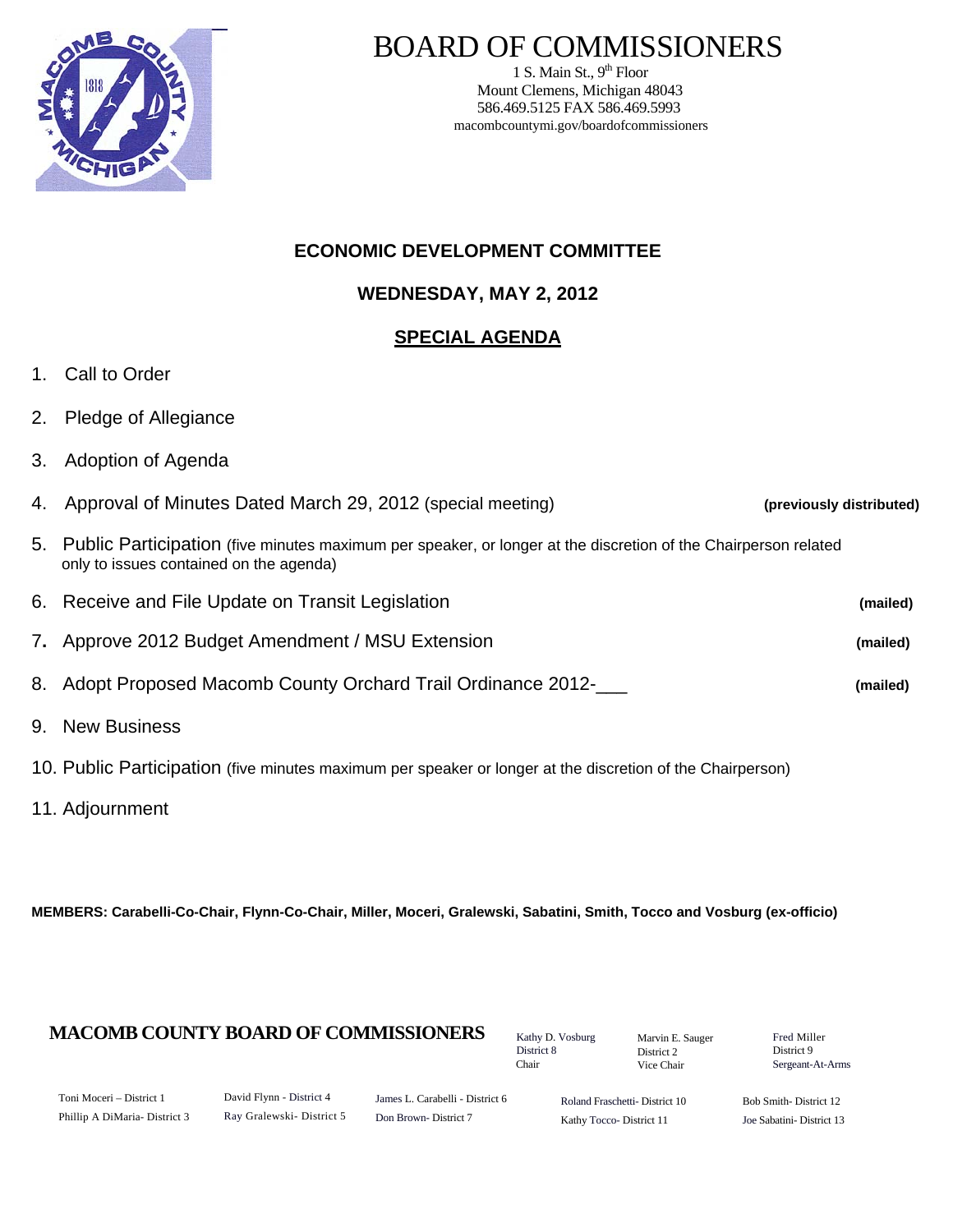# BOARD OF COMMISSIONERS

1 S. Main St., 9th Floor
Mount Clemens, Michigan 48043
586.469.5125 FAX 586.469.5993
macombcountymi.gov/boardofcommissioners

## ECONOMIC DEVELOPMENT COMMITTEE

## WEDNESDAY, MAY 2, 2012

## SPECIAL AGENDA

1. Call to Order
2. Pledge of Allegiance
3. Adoption of Agenda
4. Approval of Minutes Dated March 29, 2012 (special meeting) **(previously distributed)**
5. Public Participation (five minutes maximum per speaker, or longer at the discretion of the Chairperson related only to issues contained on the agenda)
6. Receive and File Update on Transit Legislation **(mailed)**
7. Approve 2012 Budget Amendment / MSU Extension **(mailed)**
8. Adopt Proposed Macomb County Orchard Trail Ordinance 2012-___ **(mailed)**
9. New Business
10. Public Participation (five minutes maximum per speaker or longer at the discretion of the Chairperson)
11. Adjournment

**MEMBERS: Carabelli-Co-Chair, Flynn-Co-Chair, Miller, Moceri, Gralewski, Sabatini, Smith, Tocco and Vosburg (ex-officio)**

**MACOMB COUNTY BOARD OF COMMISSIONERS**

Kathy D. Vosburg, District 8, Chair
Marvin E. Sauger, District 2, Vice Chair
Fred Miller, District 9, Sergeant-At-Arms

Toni Moceri – District 1
Phillip A DiMaria- District 3
David Flynn - District 4
Ray Gralewski- District 5
James L. Carabelli - District 6
Don Brown- District 7
Roland Fraschetti- District 10
Kathy Tocco- District 11
Bob Smith- District 12
Joe Sabatini- District 13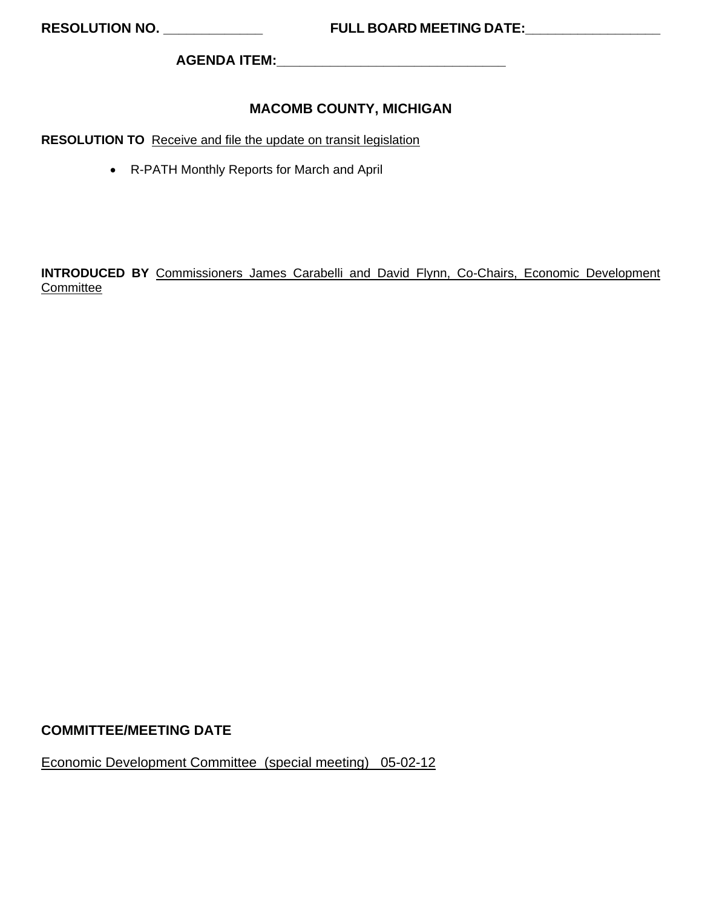**RESOLUTION NO. \_\_\_\_\_\_\_\_\_\_\_\_\_\_** **FULL BOARD MEETING DATE:\_\_\_\_\_\_\_\_\_\_\_\_\_\_\_\_\_\_\_\_**

**AGENDA ITEM:\_\_\_\_\_\_\_\_\_\_\_\_\_\_\_\_\_\_\_\_\_\_\_\_\_\_\_\_\_\_\_\_\_\_**

## MACOMB COUNTY, MICHIGAN

**RESOLUTION TO** Receive and file the update on transit legislation

- R-PATH Monthly Reports for March and April

**INTRODUCED BY** Commissioners James Carabelli and David Flynn, Co-Chairs, Economic Development Committee

**COMMITTEE/MEETING DATE**

Economic Development Committee (special meeting) 05-02-12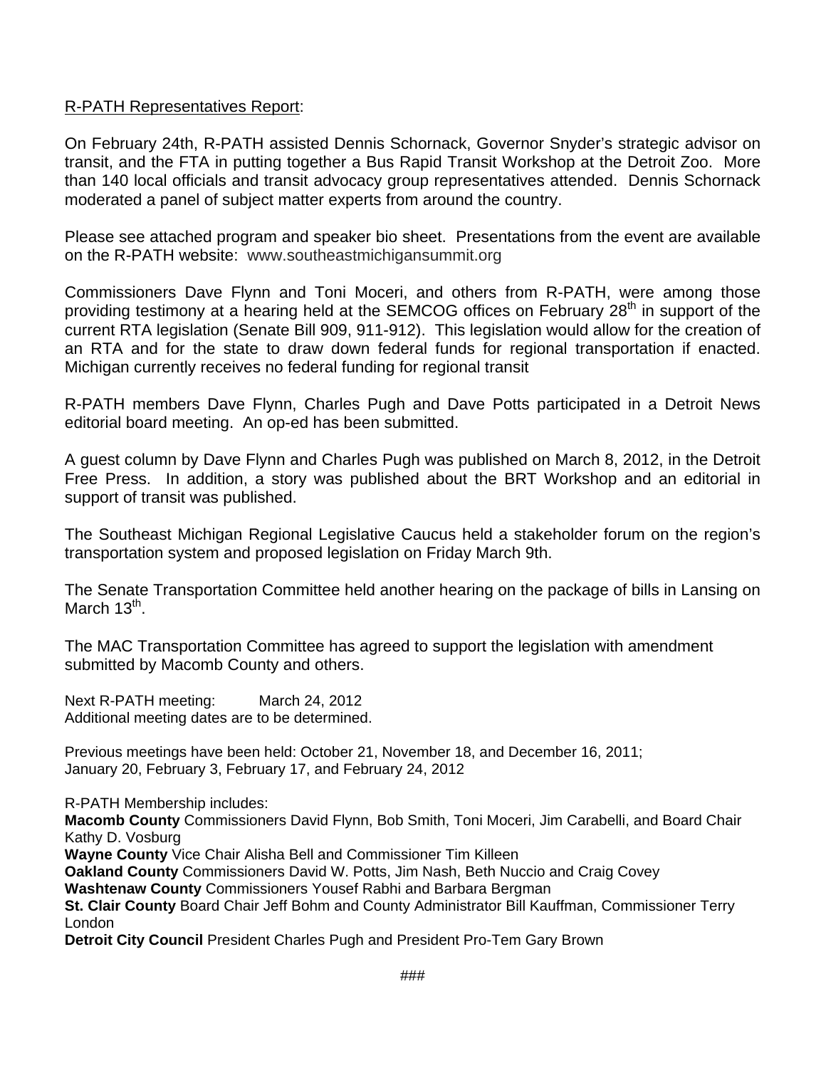R-PATH Representatives Report:

On February 24th, R-PATH assisted Dennis Schornack, Governor Snyder's strategic advisor on transit, and the FTA in putting together a Bus Rapid Transit Workshop at the Detroit Zoo. More than 140 local officials and transit advocacy group representatives attended. Dennis Schornack moderated a panel of subject matter experts from around the country.

Please see attached program and speaker bio sheet. Presentations from the event are available on the R-PATH website: www.southeastmichigansummit.org

Commissioners Dave Flynn and Toni Moceri, and others from R-PATH, were among those providing testimony at a hearing held at the SEMCOG offices on February 28th in support of the current RTA legislation (Senate Bill 909, 911-912). This legislation would allow for the creation of an RTA and for the state to draw down federal funds for regional transportation if enacted. Michigan currently receives no federal funding for regional transit

R-PATH members Dave Flynn, Charles Pugh and Dave Potts participated in a Detroit News editorial board meeting. An op-ed has been submitted.

A guest column by Dave Flynn and Charles Pugh was published on March 8, 2012, in the Detroit Free Press. In addition, a story was published about the BRT Workshop and an editorial in support of transit was published.

The Southeast Michigan Regional Legislative Caucus held a stakeholder forum on the region's transportation system and proposed legislation on Friday March 9th.

The Senate Transportation Committee held another hearing on the package of bills in Lansing on March 13th.

The MAC Transportation Committee has agreed to support the legislation with amendment submitted by Macomb County and others.

Next R-PATH meeting: March 24, 2012
Additional meeting dates are to be determined.

Previous meetings have been held: October 21, November 18, and December 16, 2011; January 20, February 3, February 17, and February 24, 2012

R-PATH Membership includes:
**Macomb County** Commissioners David Flynn, Bob Smith, Toni Moceri, Jim Carabelli, and Board Chair Kathy D. Vosburg
**Wayne County** Vice Chair Alisha Bell and Commissioner Tim Killeen
**Oakland County** Commissioners David W. Potts, Jim Nash, Beth Nuccio and Craig Covey
**Washtenaw County** Commissioners Yousef Rabhi and Barbara Bergman
**St. Clair County** Board Chair Jeff Bohm and County Administrator Bill Kauffman, Commissioner Terry London
**Detroit City Council** President Charles Pugh and President Pro-Tem Gary Brown

###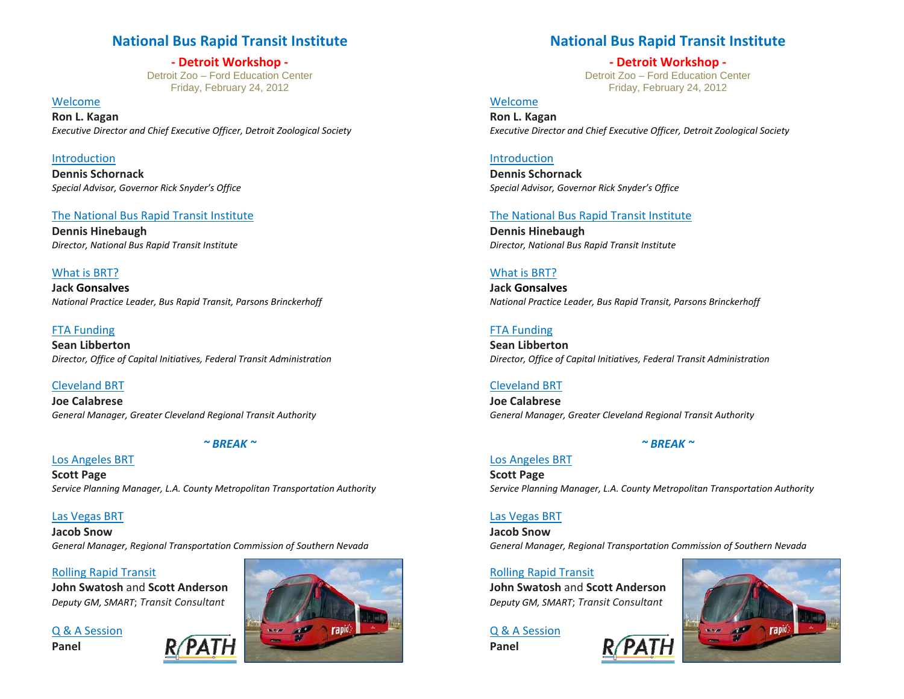# National Bus Rapid Transit Institute

## - Detroit Workshop -

Detroit Zoo – Ford Education Center
Friday, February 24, 2012

Welcome
**Ron L. Kagan**
*Executive Director and Chief Executive Officer, Detroit Zoological Society*

Introduction
**Dennis Schornack**
*Special Advisor, Governor Rick Snyder's Office*

The National Bus Rapid Transit Institute
**Dennis Hinebaugh**
*Director, National Bus Rapid Transit Institute*

What is BRT?
**Jack Gonsalves**
*National Practice Leader, Bus Rapid Transit, Parsons Brinckerhoff*

FTA Funding
**Sean Libberton**
*Director, Office of Capital Initiatives, Federal Transit Administration*

Cleveland BRT
**Joe Calabrese**
*General Manager, Greater Cleveland Regional Transit Authority*

*~ BREAK ~*

Los Angeles BRT
**Scott Page**
*Service Planning Manager, L.A. County Metropolitan Transportation Authority*

Las Vegas BRT
**Jacob Snow**
*General Manager, Regional Transportation Commission of Southern Nevada*

Rolling Rapid Transit
**John Swatosh** and **Scott Anderson**
*Deputy GM, SMART*; *Transit Consultant*

Q & A Session
**Panel**

R/PATH

# National Bus Rapid Transit Institute

## - Detroit Workshop -

Detroit Zoo – Ford Education Center
Friday, February 24, 2012

Welcome
**Ron L. Kagan**
*Executive Director and Chief Executive Officer, Detroit Zoological Society*

Introduction
**Dennis Schornack**
*Special Advisor, Governor Rick Snyder's Office*

The National Bus Rapid Transit Institute
**Dennis Hinebaugh**
*Director, National Bus Rapid Transit Institute*

What is BRT?
**Jack Gonsalves**
*National Practice Leader, Bus Rapid Transit, Parsons Brinckerhoff*

FTA Funding
**Sean Libberton**
*Director, Office of Capital Initiatives, Federal Transit Administration*

Cleveland BRT
**Joe Calabrese**
*General Manager, Greater Cleveland Regional Transit Authority*

*~ BREAK ~*

Los Angeles BRT
**Scott Page**
*Service Planning Manager, L.A. County Metropolitan Transportation Authority*

Las Vegas BRT
**Jacob Snow**
*General Manager, Regional Transportation Commission of Southern Nevada*

Rolling Rapid Transit
**John Swatosh** and **Scott Anderson**
*Deputy GM, SMART*; *Transit Consultant*

Q & A Session
**Panel**

R/PATH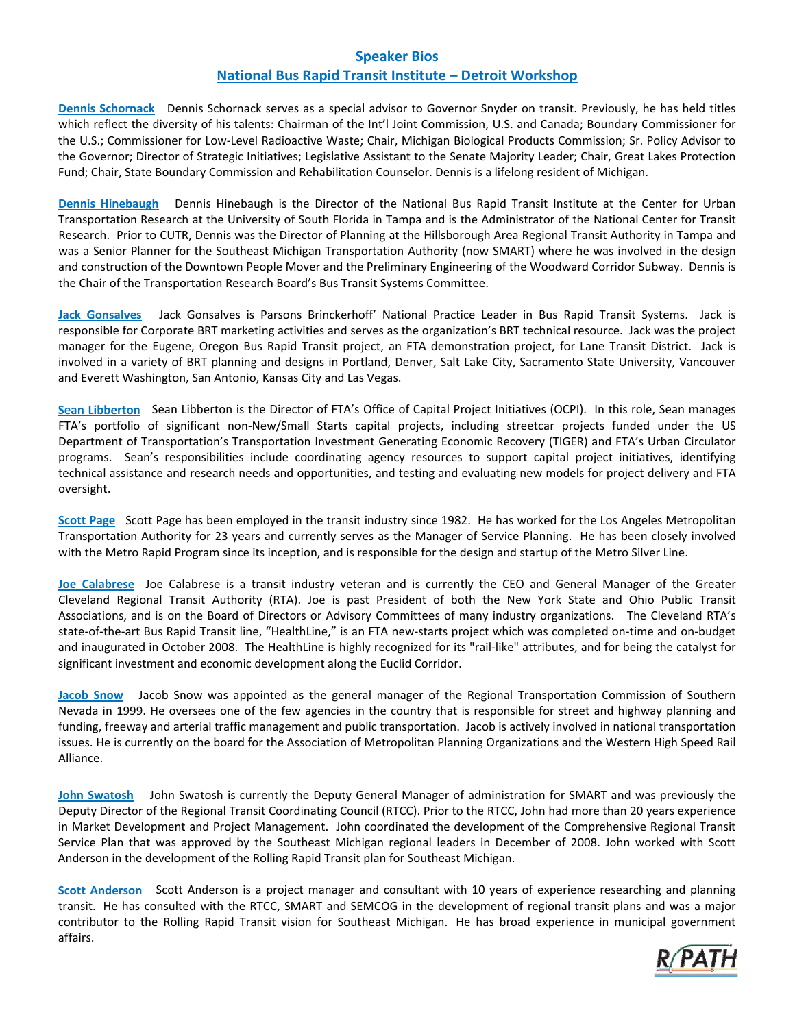# Speaker Bios

## National Bus Rapid Transit Institute – Detroit Workshop

**Dennis Schornack** Dennis Schornack serves as a special advisor to Governor Snyder on transit. Previously, he has held titles which reflect the diversity of his talents: Chairman of the Int'l Joint Commission, U.S. and Canada; Boundary Commissioner for the U.S.; Commissioner for Low-Level Radioactive Waste; Chair, Michigan Biological Products Commission; Sr. Policy Advisor to the Governor; Director of Strategic Initiatives; Legislative Assistant to the Senate Majority Leader; Chair, Great Lakes Protection Fund; Chair, State Boundary Commission and Rehabilitation Counselor. Dennis is a lifelong resident of Michigan.

**Dennis Hinebaugh** Dennis Hinebaugh is the Director of the National Bus Rapid Transit Institute at the Center for Urban Transportation Research at the University of South Florida in Tampa and is the Administrator of the National Center for Transit Research. Prior to CUTR, Dennis was the Director of Planning at the Hillsborough Area Regional Transit Authority in Tampa and was a Senior Planner for the Southeast Michigan Transportation Authority (now SMART) where he was involved in the design and construction of the Downtown People Mover and the Preliminary Engineering of the Woodward Corridor Subway. Dennis is the Chair of the Transportation Research Board's Bus Transit Systems Committee.

**Jack Gonsalves** Jack Gonsalves is Parsons Brinckerhoff' National Practice Leader in Bus Rapid Transit Systems. Jack is responsible for Corporate BRT marketing activities and serves as the organization's BRT technical resource. Jack was the project manager for the Eugene, Oregon Bus Rapid Transit project, an FTA demonstration project, for Lane Transit District. Jack is involved in a variety of BRT planning and designs in Portland, Denver, Salt Lake City, Sacramento State University, Vancouver and Everett Washington, San Antonio, Kansas City and Las Vegas.

**Sean Libberton** Sean Libberton is the Director of FTA's Office of Capital Project Initiatives (OCPI). In this role, Sean manages FTA's portfolio of significant non-New/Small Starts capital projects, including streetcar projects funded under the US Department of Transportation's Transportation Investment Generating Economic Recovery (TIGER) and FTA's Urban Circulator programs. Sean's responsibilities include coordinating agency resources to support capital project initiatives, identifying technical assistance and research needs and opportunities, and testing and evaluating new models for project delivery and FTA oversight.

**Scott Page** Scott Page has been employed in the transit industry since 1982. He has worked for the Los Angeles Metropolitan Transportation Authority for 23 years and currently serves as the Manager of Service Planning. He has been closely involved with the Metro Rapid Program since its inception, and is responsible for the design and startup of the Metro Silver Line.

**Joe Calabrese** Joe Calabrese is a transit industry veteran and is currently the CEO and General Manager of the Greater Cleveland Regional Transit Authority (RTA). Joe is past President of both the New York State and Ohio Public Transit Associations, and is on the Board of Directors or Advisory Committees of many industry organizations. The Cleveland RTA's state-of-the-art Bus Rapid Transit line, "HealthLine," is an FTA new-starts project which was completed on-time and on-budget and inaugurated in October 2008. The HealthLine is highly recognized for its "rail-like" attributes, and for being the catalyst for significant investment and economic development along the Euclid Corridor.

**Jacob Snow** Jacob Snow was appointed as the general manager of the Regional Transportation Commission of Southern Nevada in 1999. He oversees one of the few agencies in the country that is responsible for street and highway planning and funding, freeway and arterial traffic management and public transportation. Jacob is actively involved in national transportation issues. He is currently on the board for the Association of Metropolitan Planning Organizations and the Western High Speed Rail Alliance.

**John Swatosh** John Swatosh is currently the Deputy General Manager of administration for SMART and was previously the Deputy Director of the Regional Transit Coordinating Council (RTCC). Prior to the RTCC, John had more than 20 years experience in Market Development and Project Management. John coordinated the development of the Comprehensive Regional Transit Service Plan that was approved by the Southeast Michigan regional leaders in December of 2008. John worked with Scott Anderson in the development of the Rolling Rapid Transit plan for Southeast Michigan.

**Scott Anderson** Scott Anderson is a project manager and consultant with 10 years of experience researching and planning transit. He has consulted with the RTCC, SMART and SEMCOG in the development of regional transit plans and was a major contributor to the Rolling Rapid Transit vision for Southeast Michigan. He has broad experience in municipal government affairs.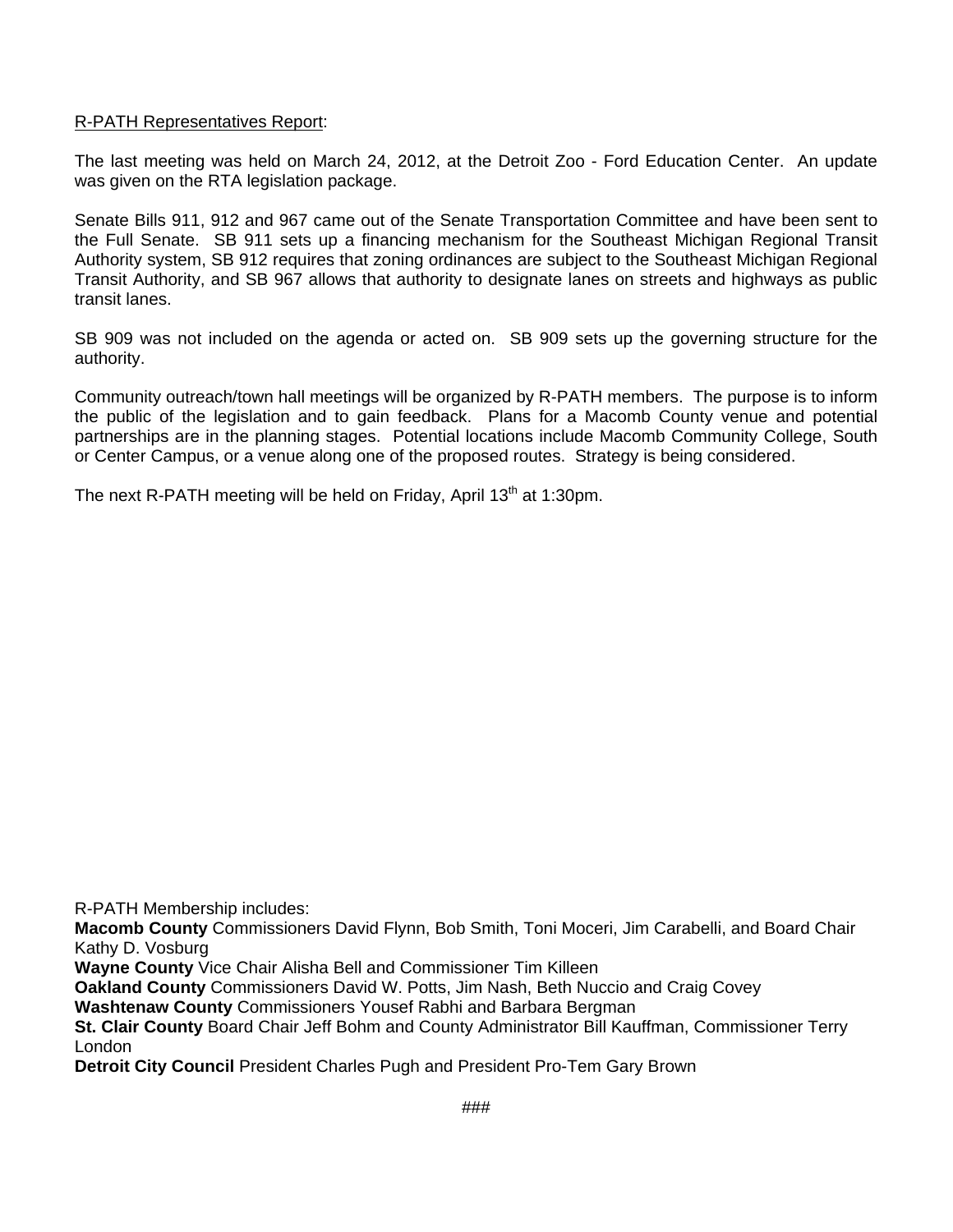R-PATH Representatives Report:

The last meeting was held on March 24, 2012, at the Detroit Zoo - Ford Education Center. An update was given on the RTA legislation package.

Senate Bills 911, 912 and 967 came out of the Senate Transportation Committee and have been sent to the Full Senate. SB 911 sets up a financing mechanism for the Southeast Michigan Regional Transit Authority system, SB 912 requires that zoning ordinances are subject to the Southeast Michigan Regional Transit Authority, and SB 967 allows that authority to designate lanes on streets and highways as public transit lanes.

SB 909 was not included on the agenda or acted on. SB 909 sets up the governing structure for the authority.

Community outreach/town hall meetings will be organized by R-PATH members. The purpose is to inform the public of the legislation and to gain feedback. Plans for a Macomb County venue and potential partnerships are in the planning stages. Potential locations include Macomb Community College, South or Center Campus, or a venue along one of the proposed routes. Strategy is being considered.

The next R-PATH meeting will be held on Friday, April 13th at 1:30pm.

R-PATH Membership includes:
**Macomb County** Commissioners David Flynn, Bob Smith, Toni Moceri, Jim Carabelli, and Board Chair Kathy D. Vosburg
**Wayne County** Vice Chair Alisha Bell and Commissioner Tim Killeen
**Oakland County** Commissioners David W. Potts, Jim Nash, Beth Nuccio and Craig Covey
**Washtenaw County** Commissioners Yousef Rabhi and Barbara Bergman
**St. Clair County** Board Chair Jeff Bohm and County Administrator Bill Kauffman, Commissioner Terry London
**Detroit City Council** President Charles Pugh and President Pro-Tem Gary Brown

###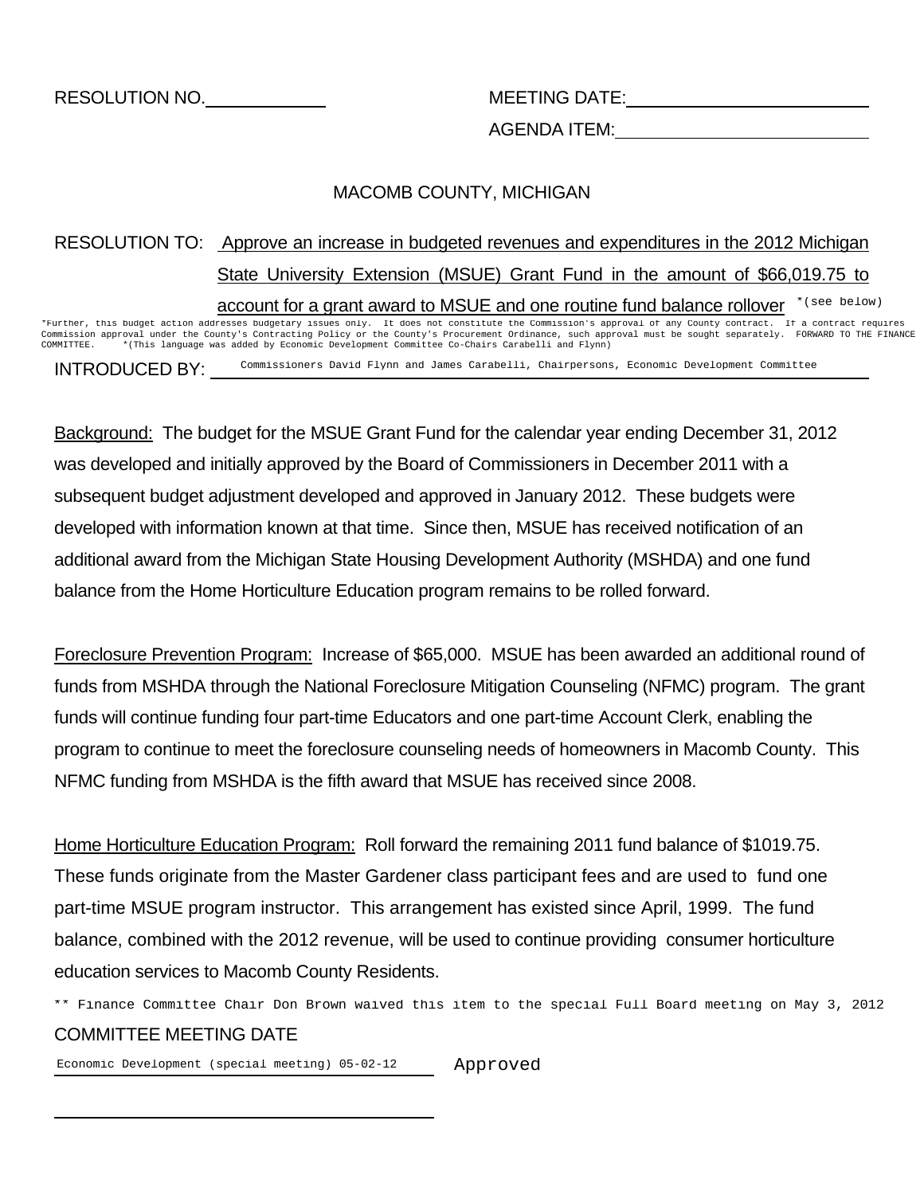RESOLUTION NO.\_\_\_\_\_\_\_\_\_\_\_\_ MEETING DATE:\_\_\_\_\_\_\_\_\_\_\_\_\_\_\_\_\_\_\_\_\_\_\_\_

AGENDA ITEM:\_\_\_\_\_\_\_\_\_\_\_\_\_\_\_\_\_\_\_\_\_\_\_\_

MACOMB COUNTY, MICHIGAN

RESOLUTION TO: Approve an increase in budgeted revenues and expenditures in the 2012 Michigan State University Extension (MSUE) Grant Fund in the amount of $66,019.75 to account for a grant award to MSUE and one routine fund balance rollover *(see below)

*Further, this budget action addresses budgetary issues only. It does not constitute the Commission's approval of any County contract. If a contract requires Commission approval under the County's Contracting Policy or the County's Procurement Ordinance, such approval must be sought separately. FORWARD TO THE FINANCE COMMITTEE. *(This language was added by Economic Development Committee Co-Chairs Carabelli and Flynn)

INTRODUCED BY: Commissioners David Flynn and James Carabelli, Chairpersons, Economic Development Committee

Background: The budget for the MSUE Grant Fund for the calendar year ending December 31, 2012 was developed and initially approved by the Board of Commissioners in December 2011 with a subsequent budget adjustment developed and approved in January 2012. These budgets were developed with information known at that time. Since then, MSUE has received notification of an additional award from the Michigan State Housing Development Authority (MSHDA) and one fund balance from the Home Horticulture Education program remains to be rolled forward.

Foreclosure Prevention Program: Increase of $65,000. MSUE has been awarded an additional round of funds from MSHDA through the National Foreclosure Mitigation Counseling (NFMC) program. The grant funds will continue funding four part-time Educators and one part-time Account Clerk, enabling the program to continue to meet the foreclosure counseling needs of homeowners in Macomb County. This NFMC funding from MSHDA is the fifth award that MSUE has received since 2008.

Home Horticulture Education Program: Roll forward the remaining 2011 fund balance of $1019.75. These funds originate from the Master Gardener class participant fees and are used to fund one part-time MSUE program instructor. This arrangement has existed since April, 1999. The fund balance, combined with the 2012 revenue, will be used to continue providing consumer horticulture education services to Macomb County Residents.

** Finance Committee Chair Don Brown waived this item to the special Full Board meeting on May 3, 2012

COMMITTEE MEETING DATE

Economic Development (special meeting) 05-02-12 Approved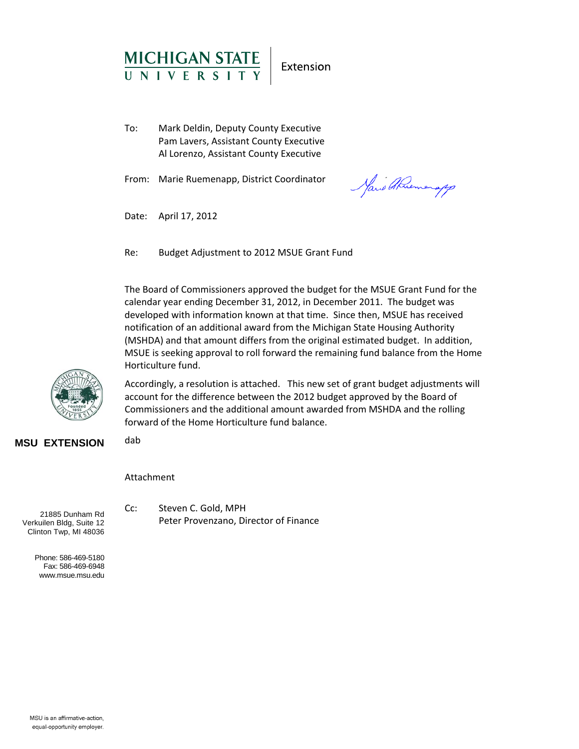**MICHIGAN STATE UNIVERSITY** | Extension

To: Mark Deldin, Deputy County Executive
Pam Lavers, Assistant County Executive
Al Lorenzo, Assistant County Executive

From: Marie Ruemenapp, District Coordinator

Date: April 17, 2012

Re: Budget Adjustment to 2012 MSUE Grant Fund

The Board of Commissioners approved the budget for the MSUE Grant Fund for the calendar year ending December 31, 2012, in December 2011. The budget was developed with information known at that time. Since then, MSUE has received notification of an additional award from the Michigan State Housing Authority (MSHDA) and that amount differs from the original estimated budget. In addition, MSUE is seeking approval to roll forward the remaining fund balance from the Home Horticulture fund.

Accordingly, a resolution is attached. This new set of grant budget adjustments will account for the difference between the 2012 budget approved by the Board of Commissioners and the additional amount awarded from MSHDA and the rolling forward of the Home Horticulture fund balance.

dab

Attachment

Cc: Steven C. Gold, MPH
Peter Provenzano, Director of Finance

**MSU EXTENSION**

21885 Dunham Rd
Verkuilen Bldg, Suite 12
Clinton Twp, MI 48036

Phone: 586-469-5180
Fax: 586-469-6948
www.msue.msu.edu

MSU is an affirmative-action, equal-opportunity employer.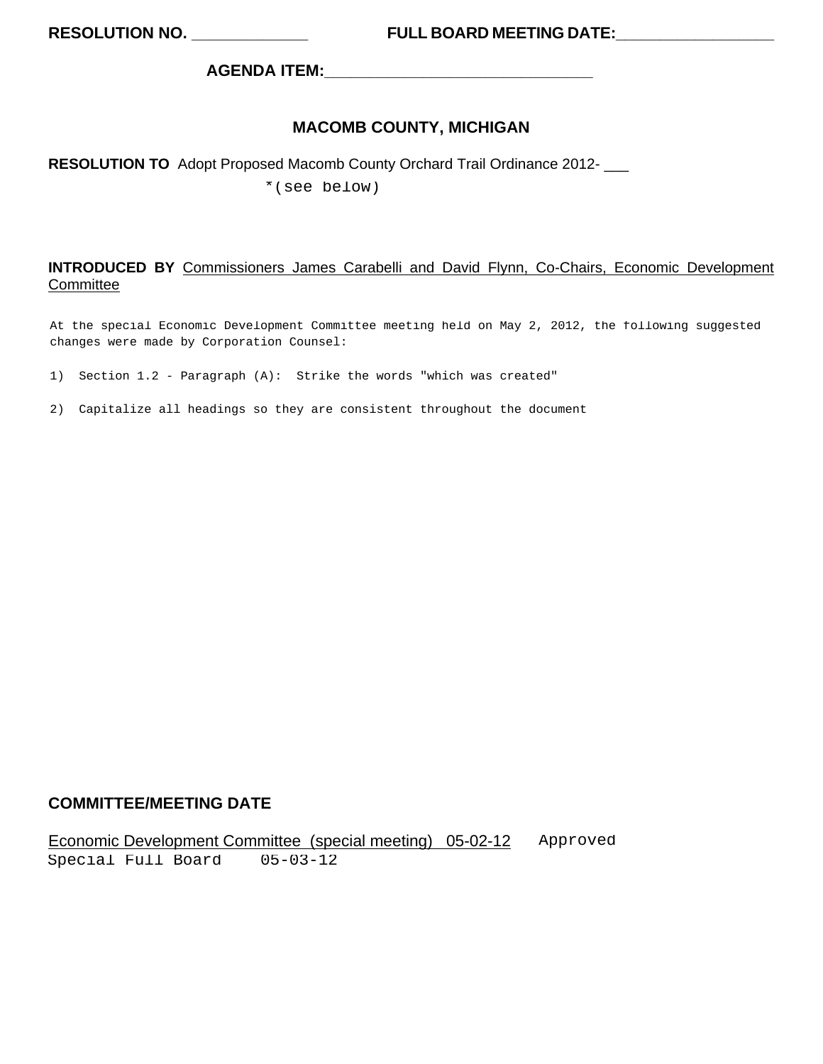**RESOLUTION NO. _____________** **FULL BOARD MEETING DATE:_________________**

**AGENDA ITEM:______________________________**

## MACOMB COUNTY, MICHIGAN

**RESOLUTION TO** Adopt Proposed Macomb County Orchard Trail Ordinance 2012- ___

*(see below)

**INTRODUCED BY** Commissioners James Carabelli and David Flynn, Co-Chairs, Economic Development Committee

At the special Economic Development Committee meeting held on May 2, 2012, the following suggested changes were made by Corporation Counsel:

1) Section 1.2 - Paragraph (A): Strike the words "which was created"

2) Capitalize all headings so they are consistent throughout the document

**COMMITTEE/MEETING DATE**

Economic Development Committee (special meeting) 05-02-12 Approved

Special Full Board 05-03-12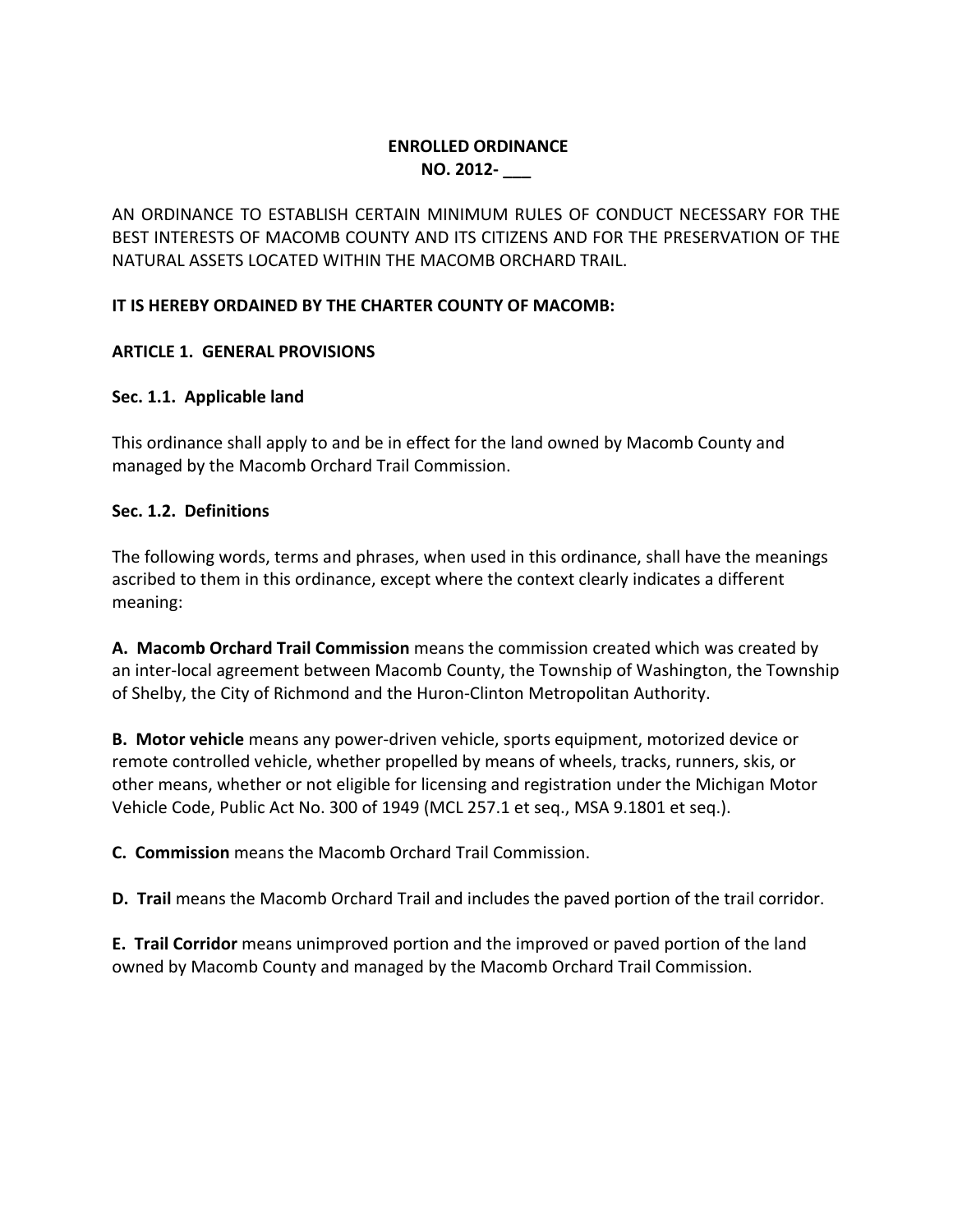**ENROLLED ORDINANCE**
**NO. 2012- ___**

AN ORDINANCE TO ESTABLISH CERTAIN MINIMUM RULES OF CONDUCT NECESSARY FOR THE BEST INTERESTS OF MACOMB COUNTY AND ITS CITIZENS AND FOR THE PRESERVATION OF THE NATURAL ASSETS LOCATED WITHIN THE MACOMB ORCHARD TRAIL.

**IT IS HEREBY ORDAINED BY THE CHARTER COUNTY OF MACOMB:**

## ARTICLE 1. GENERAL PROVISIONS

### Sec. 1.1. Applicable land

This ordinance shall apply to and be in effect for the land owned by Macomb County and managed by the Macomb Orchard Trail Commission.

### Sec. 1.2. Definitions

The following words, terms and phrases, when used in this ordinance, shall have the meanings ascribed to them in this ordinance, except where the context clearly indicates a different meaning:

**A. Macomb Orchard Trail Commission** means the commission created which was created by an inter-local agreement between Macomb County, the Township of Washington, the Township of Shelby, the City of Richmond and the Huron-Clinton Metropolitan Authority.

**B. Motor vehicle** means any power-driven vehicle, sports equipment, motorized device or remote controlled vehicle, whether propelled by means of wheels, tracks, runners, skis, or other means, whether or not eligible for licensing and registration under the Michigan Motor Vehicle Code, Public Act No. 300 of 1949 (MCL 257.1 et seq., MSA 9.1801 et seq.).

**C. Commission** means the Macomb Orchard Trail Commission.

**D. Trail** means the Macomb Orchard Trail and includes the paved portion of the trail corridor.

**E. Trail Corridor** means unimproved portion and the improved or paved portion of the land owned by Macomb County and managed by the Macomb Orchard Trail Commission.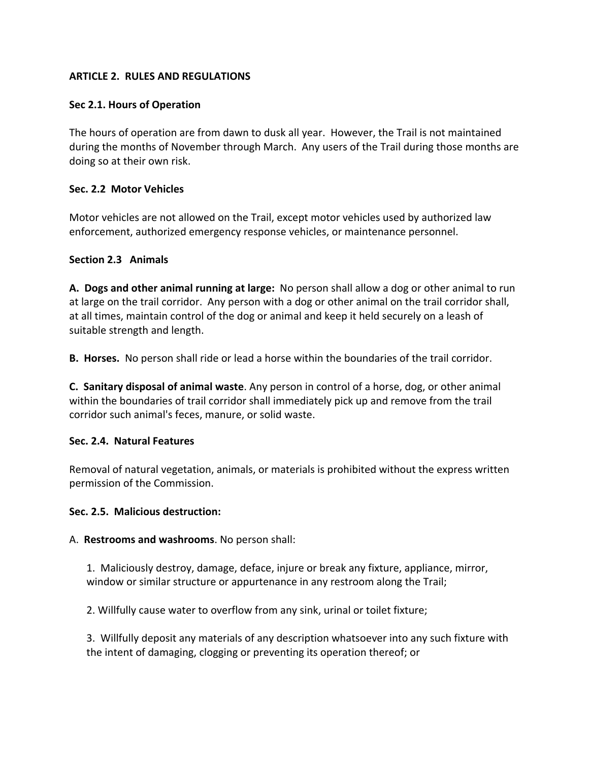## ARTICLE 2. RULES AND REGULATIONS

### Sec 2.1. Hours of Operation

The hours of operation are from dawn to dusk all year. However, the Trail is not maintained during the months of November through March. Any users of the Trail during those months are doing so at their own risk.

### Sec. 2.2 Motor Vehicles

Motor vehicles are not allowed on the Trail, except motor vehicles used by authorized law enforcement, authorized emergency response vehicles, or maintenance personnel.

### Section 2.3 Animals

**A. Dogs and other animal running at large:** No person shall allow a dog or other animal to run at large on the trail corridor. Any person with a dog or other animal on the trail corridor shall, at all times, maintain control of the dog or animal and keep it held securely on a leash of suitable strength and length.

**B. Horses.** No person shall ride or lead a horse within the boundaries of the trail corridor.

**C. Sanitary disposal of animal waste**. Any person in control of a horse, dog, or other animal within the boundaries of trail corridor shall immediately pick up and remove from the trail corridor such animal's feces, manure, or solid waste.

### Sec. 2.4. Natural Features

Removal of natural vegetation, animals, or materials is prohibited without the express written permission of the Commission.

### Sec. 2.5. Malicious destruction:

A. **Restrooms and washrooms**. No person shall:

1. Maliciously destroy, damage, deface, injure or break any fixture, appliance, mirror, window or similar structure or appurtenance in any restroom along the Trail;

2. Willfully cause water to overflow from any sink, urinal or toilet fixture;

3. Willfully deposit any materials of any description whatsoever into any such fixture with the intent of damaging, clogging or preventing its operation thereof; or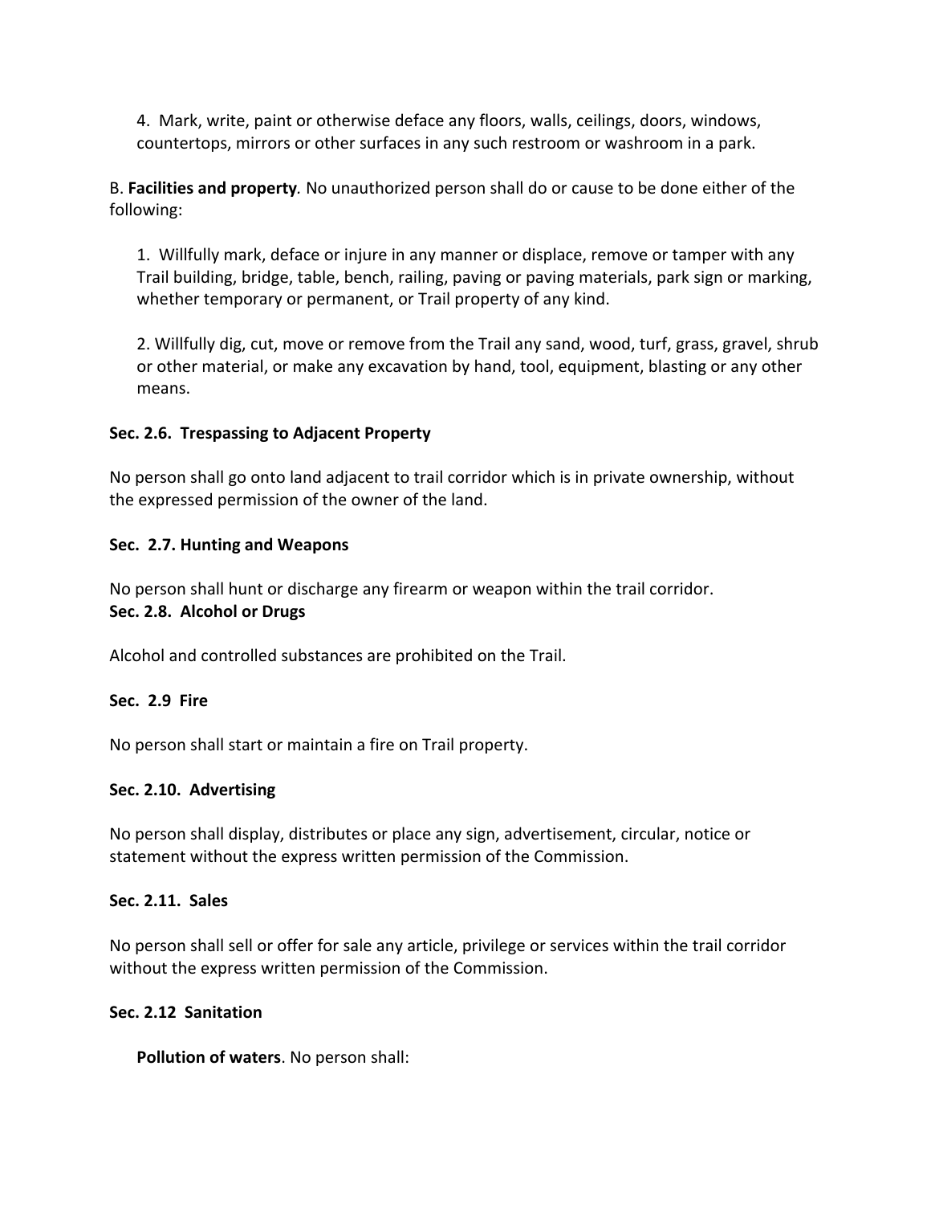4. Mark, write, paint or otherwise deface any floors, walls, ceilings, doors, windows, countertops, mirrors or other surfaces in any such restroom or washroom in a park.

B. **Facilities and property**. No unauthorized person shall do or cause to be done either of the following:

1. Willfully mark, deface or injure in any manner or displace, remove or tamper with any Trail building, bridge, table, bench, railing, paving or paving materials, park sign or marking, whether temporary or permanent, or Trail property of any kind.

2. Willfully dig, cut, move or remove from the Trail any sand, wood, turf, grass, gravel, shrub or other material, or make any excavation by hand, tool, equipment, blasting or any other means.

**Sec. 2.6. Trespassing to Adjacent Property**

No person shall go onto land adjacent to trail corridor which is in private ownership, without the expressed permission of the owner of the land.

**Sec. 2.7. Hunting and Weapons**

No person shall hunt or discharge any firearm or weapon within the trail corridor.

**Sec. 2.8. Alcohol or Drugs**

Alcohol and controlled substances are prohibited on the Trail.

**Sec. 2.9 Fire**

No person shall start or maintain a fire on Trail property.

**Sec. 2.10. Advertising**

No person shall display, distributes or place any sign, advertisement, circular, notice or statement without the express written permission of the Commission.

**Sec. 2.11. Sales**

No person shall sell or offer for sale any article, privilege or services within the trail corridor without the express written permission of the Commission.

**Sec. 2.12 Sanitation**

**Pollution of waters**. No person shall: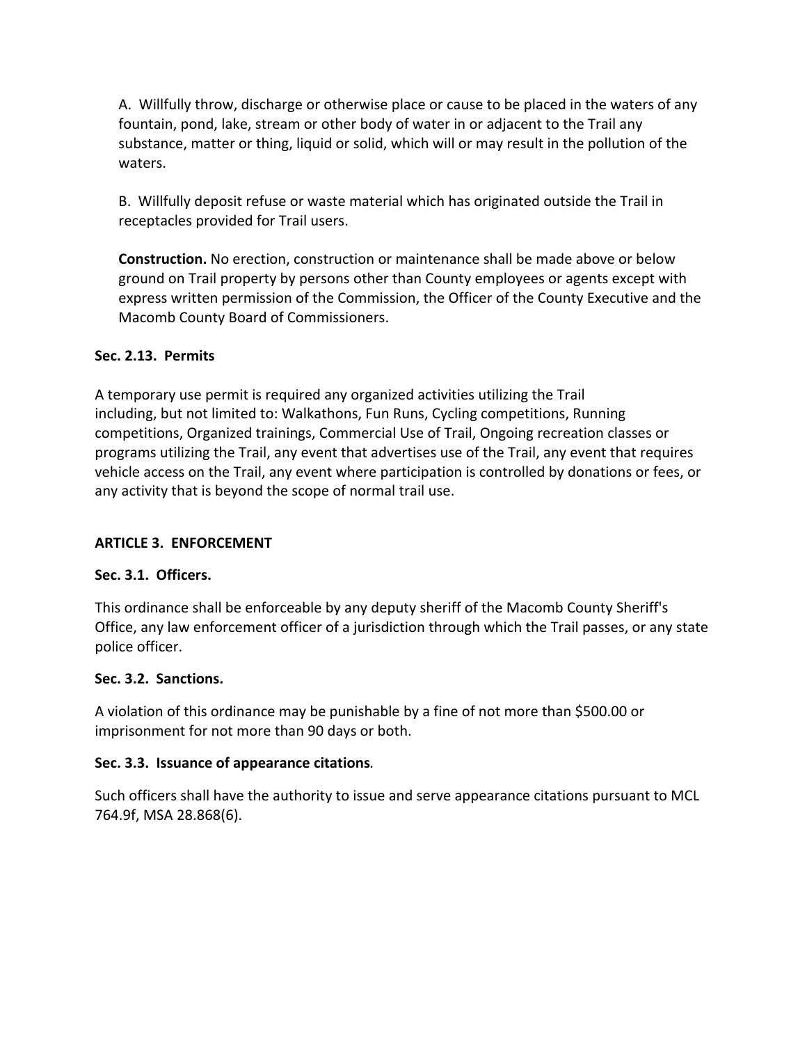A. Willfully throw, discharge or otherwise place or cause to be placed in the waters of any fountain, pond, lake, stream or other body of water in or adjacent to the Trail any substance, matter or thing, liquid or solid, which will or may result in the pollution of the waters.

B. Willfully deposit refuse or waste material which has originated outside the Trail in receptacles provided for Trail users.

**Construction.** No erection, construction or maintenance shall be made above or below ground on Trail property by persons other than County employees or agents except with express written permission of the Commission, the Officer of the County Executive and the Macomb County Board of Commissioners.

**Sec. 2.13. Permits**

A temporary use permit is required any organized activities utilizing the Trail including, but not limited to: Walkathons, Fun Runs, Cycling competitions, Running competitions, Organized trainings, Commercial Use of Trail, Ongoing recreation classes or programs utilizing the Trail, any event that advertises use of the Trail, any event that requires vehicle access on the Trail, any event where participation is controlled by donations or fees, or any activity that is beyond the scope of normal trail use.

**ARTICLE 3. ENFORCEMENT**

**Sec. 3.1. Officers.**

This ordinance shall be enforceable by any deputy sheriff of the Macomb County Sheriff's Office, any law enforcement officer of a jurisdiction through which the Trail passes, or any state police officer.

**Sec. 3.2. Sanctions.**

A violation of this ordinance may be punishable by a fine of not more than $500.00 or imprisonment for not more than 90 days or both.

**Sec. 3.3. Issuance of appearance citations***.*

Such officers shall have the authority to issue and serve appearance citations pursuant to MCL 764.9f, MSA 28.868(6).